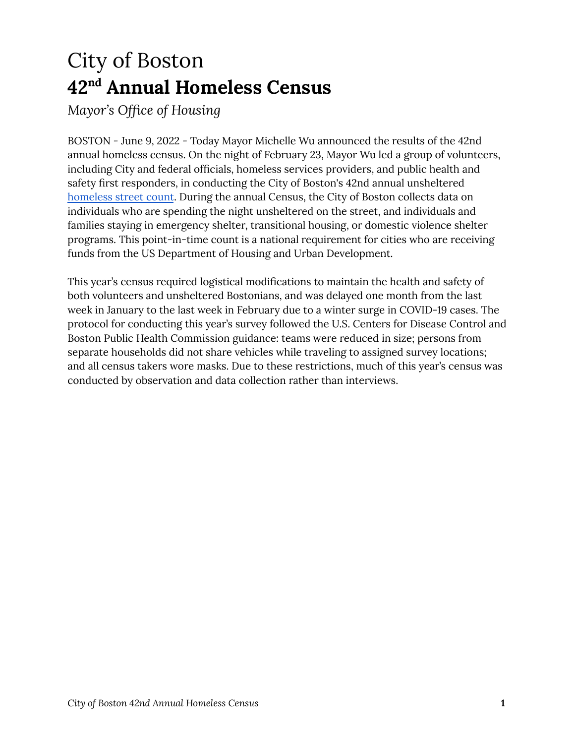# City of Boston

# 42nd Annual Homeless Census

*Mayor's Office of Housing*

BOSTON - June 9, 2022 - Today Mayor Michelle Wu announced the results of the 42nd annual homeless census. On the night of February 23, Mayor Wu led a group of volunteers, including City and federal officials, homeless services providers, and public health and safety first responders, in conducting the City of Boston's 42nd annual unsheltered homeless street count. During the annual Census, the City of Boston collects data on individuals who are spending the night unsheltered on the street, and individuals and families staying in emergency shelter, transitional housing, or domestic violence shelter programs. This point-in-time count is a national requirement for cities who are receiving funds from the US Department of Housing and Urban Development.

This year's census required logistical modifications to maintain the health and safety of both volunteers and unsheltered Bostonians, and was delayed one month from the last week in January to the last week in February due to a winter surge in COVID-19 cases. The protocol for conducting this year's survey followed the U.S. Centers for Disease Control and Boston Public Health Commission guidance: teams were reduced in size; persons from separate households did not share vehicles while traveling to assigned survey locations; and all census takers wore masks. Due to these restrictions, much of this year's census was conducted by observation and data collection rather than interviews.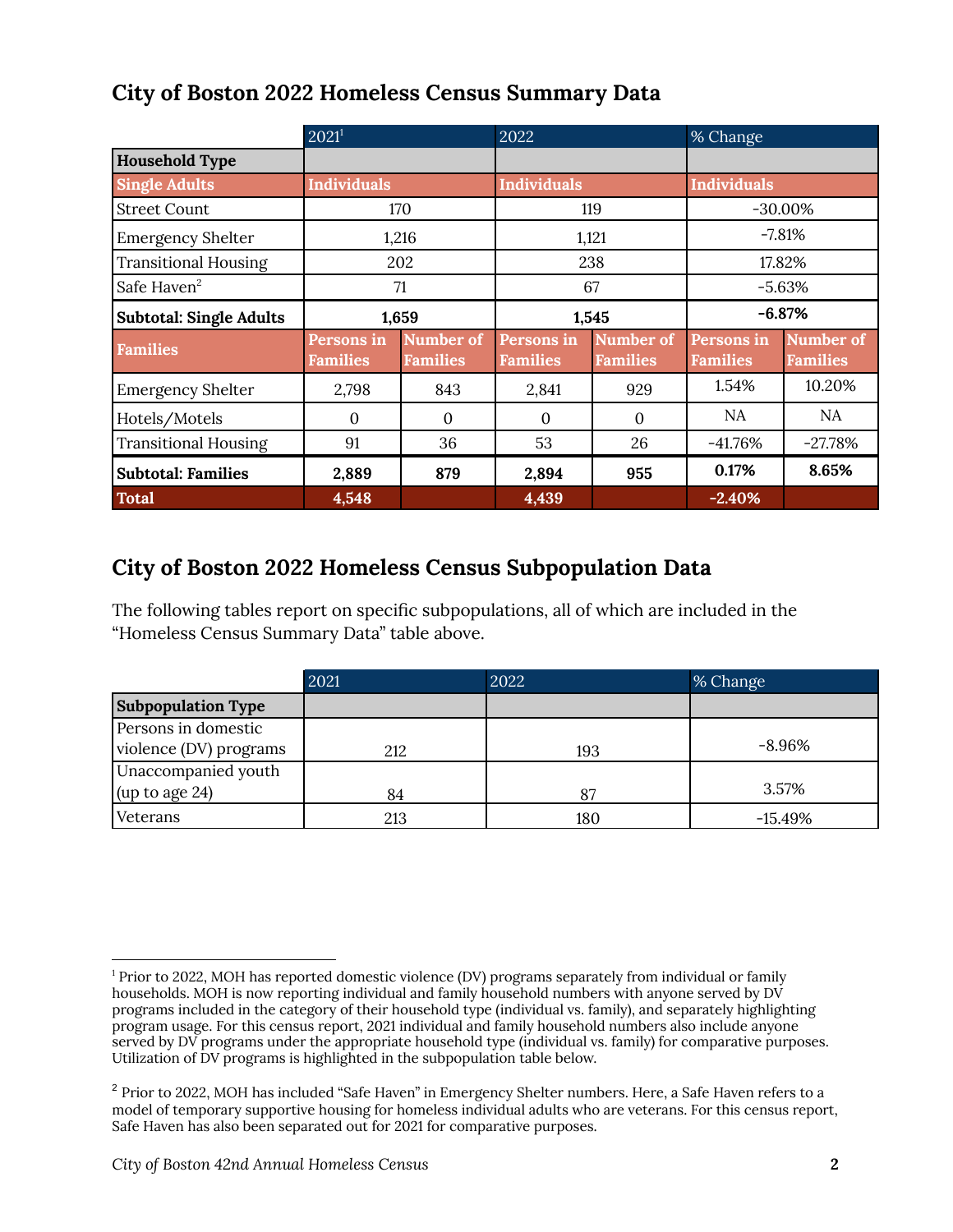## City of Boston 2022 Homeless Census Summary Data

| | 2021[1] | | 2022 | | % Change | |
|---|---|---|---|---|---|---|
| **Household Type** | | | | | | |
| **Single Adults** | **Individuals** | | **Individuals** | | **Individuals** | |
| Street Count | 170 | | 119 | | -30.00% | |
| Emergency Shelter | 1,216 | | 1,121 | | -7.81% | |
| Transitional Housing | 202 | | 238 | | 17.82% | |
| Safe Haven[2] | 71 | | 67 | | -5.63% | |
| **Subtotal: Single Adults** | **1,659** | | **1,545** | | **-6.87%** | |
| **Families** | **Persons in Families** | **Number of Families** | **Persons in Families** | **Number of Families** | **Persons in Families** | **Number of Families** |
| Emergency Shelter | 2,798 | 843 | 2,841 | 929 | 1.54% | 10.20% |
| Hotels/Motels | 0 | 0 | 0 | 0 | NA | NA |
| Transitional Housing | 91 | 36 | 53 | 26 | -41.76% | -27.78% |
| **Subtotal: Families** | **2,889** | **879** | **2,894** | **955** | **0.17%** | **8.65%** |
| **Total** | **4,548** | | **4,439** | | **-2.40%** | |

## City of Boston 2022 Homeless Census Subpopulation Data

The following tables report on specific subpopulations, all of which are included in the "Homeless Census Summary Data" table above.

| | 2021 | 2022 | % Change |
|---|---|---|---|
| **Subpopulation Type** | | | |
| Persons in domestic violence (DV) programs | 212 | 193 | -8.96% |
| Unaccompanied youth (up to age 24) | 84 | 87 | 3.57% |
| Veterans | 213 | 180 | -15.49% |

---

[1] Prior to 2022, MOH has reported domestic violence (DV) programs separately from individual or family households. MOH is now reporting individual and family household numbers with anyone served by DV programs included in the category of their household type (individual vs. family), and separately highlighting program usage. For this census report, 2021 individual and family household numbers also include anyone served by DV programs under the appropriate household type (individual vs. family) for comparative purposes. Utilization of DV programs is highlighted in the subpopulation table below.

[2] Prior to 2022, MOH has included "Safe Haven" in Emergency Shelter numbers. Here, a Safe Haven refers to a model of temporary supportive housing for homeless individual adults who are veterans. For this census report, Safe Haven has also been separated out for 2021 for comparative purposes.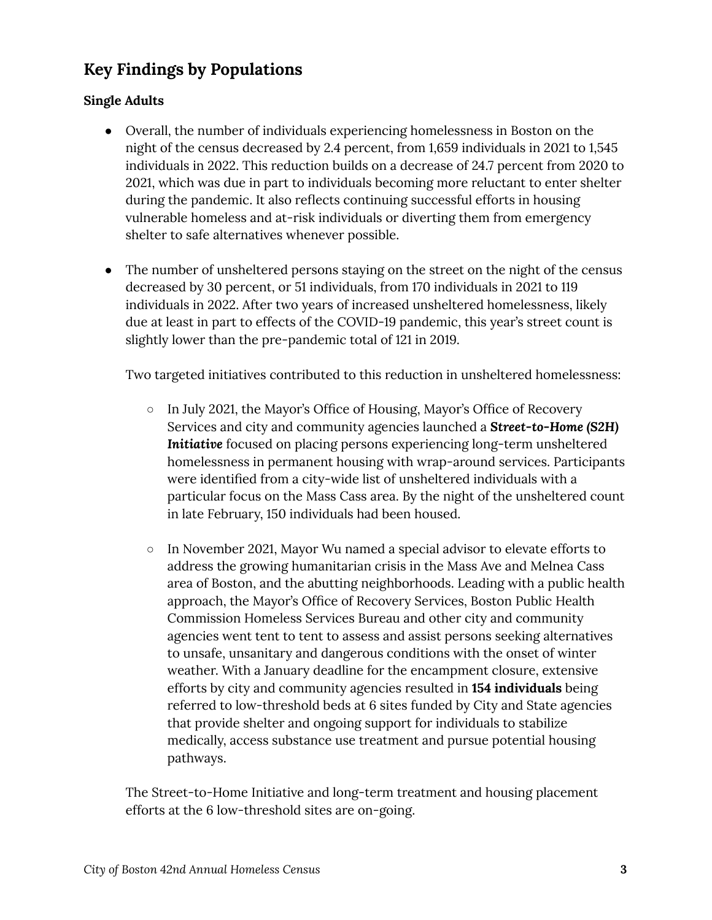## Key Findings by Populations

### Single Adults

- Overall, the number of individuals experiencing homelessness in Boston on the night of the census decreased by 2.4 percent, from 1,659 individuals in 2021 to 1,545 individuals in 2022. This reduction builds on a decrease of 24.7 percent from 2020 to 2021, which was due in part to individuals becoming more reluctant to enter shelter during the pandemic. It also reflects continuing successful efforts in housing vulnerable homeless and at-risk individuals or diverting them from emergency shelter to safe alternatives whenever possible.

- The number of unsheltered persons staying on the street on the night of the census decreased by 30 percent, or 51 individuals, from 170 individuals in 2021 to 119 individuals in 2022. After two years of increased unsheltered homelessness, likely due at least in part to effects of the COVID-19 pandemic, this year's street count is slightly lower than the pre-pandemic total of 121 in 2019.

  Two targeted initiatives contributed to this reduction in unsheltered homelessness:

  - In July 2021, the Mayor's Office of Housing, Mayor's Office of Recovery Services and city and community agencies launched a ***Street-to-Home (S2H) Initiative*** focused on placing persons experiencing long-term unsheltered homelessness in permanent housing with wrap-around services. Participants were identified from a city-wide list of unsheltered individuals with a particular focus on the Mass Cass area. By the night of the unsheltered count in late February, 150 individuals had been housed.

  - In November 2021, Mayor Wu named a special advisor to elevate efforts to address the growing humanitarian crisis in the Mass Ave and Melnea Cass area of Boston, and the abutting neighborhoods. Leading with a public health approach, the Mayor's Office of Recovery Services, Boston Public Health Commission Homeless Services Bureau and other city and community agencies went tent to tent to assess and assist persons seeking alternatives to unsafe, unsanitary and dangerous conditions with the onset of winter weather. With a January deadline for the encampment closure, extensive efforts by city and community agencies resulted in **154 individuals** being referred to low-threshold beds at 6 sites funded by City and State agencies that provide shelter and ongoing support for individuals to stabilize medically, access substance use treatment and pursue potential housing pathways.

  The Street-to-Home Initiative and long-term treatment and housing placement efforts at the 6 low-threshold sites are on-going.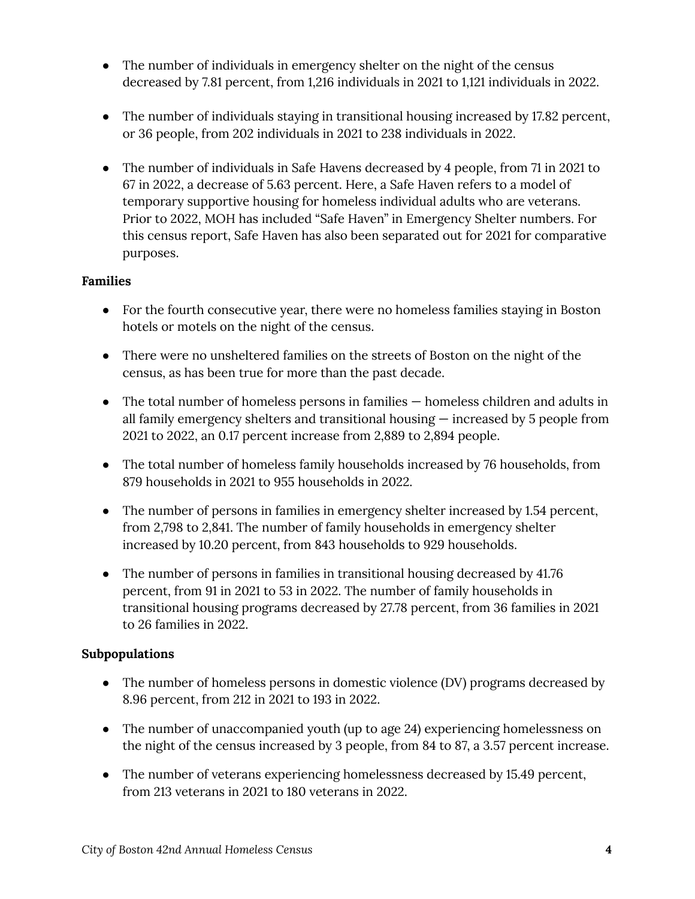- The number of individuals in emergency shelter on the night of the census decreased by 7.81 percent, from 1,216 individuals in 2021 to 1,121 individuals in 2022.
- The number of individuals staying in transitional housing increased by 17.82 percent, or 36 people, from 202 individuals in 2021 to 238 individuals in 2022.
- The number of individuals in Safe Havens decreased by 4 people, from 71 in 2021 to 67 in 2022, a decrease of 5.63 percent. Here, a Safe Haven refers to a model of temporary supportive housing for homeless individual adults who are veterans. Prior to 2022, MOH has included "Safe Haven" in Emergency Shelter numbers. For this census report, Safe Haven has also been separated out for 2021 for comparative purposes.

**Families**

- For the fourth consecutive year, there were no homeless families staying in Boston hotels or motels on the night of the census.
- There were no unsheltered families on the streets of Boston on the night of the census, as has been true for more than the past decade.
- The total number of homeless persons in families — homeless children and adults in all family emergency shelters and transitional housing — increased by 5 people from 2021 to 2022, an 0.17 percent increase from 2,889 to 2,894 people.
- The total number of homeless family households increased by 76 households, from 879 households in 2021 to 955 households in 2022.
- The number of persons in families in emergency shelter increased by 1.54 percent, from 2,798 to 2,841. The number of family households in emergency shelter increased by 10.20 percent, from 843 households to 929 households.
- The number of persons in families in transitional housing decreased by 41.76 percent, from 91 in 2021 to 53 in 2022. The number of family households in transitional housing programs decreased by 27.78 percent, from 36 families in 2021 to 26 families in 2022.

**Subpopulations**

- The number of homeless persons in domestic violence (DV) programs decreased by 8.96 percent, from 212 in 2021 to 193 in 2022.
- The number of unaccompanied youth (up to age 24) experiencing homelessness on the night of the census increased by 3 people, from 84 to 87, a 3.57 percent increase.
- The number of veterans experiencing homelessness decreased by 15.49 percent, from 213 veterans in 2021 to 180 veterans in 2022.